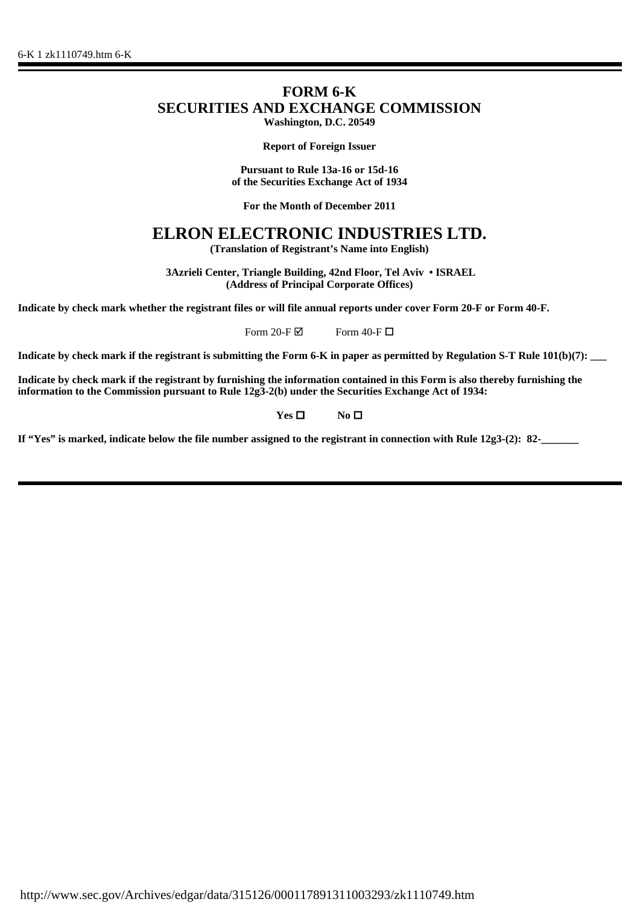# FORM 6-K

## SECURITIES AND EXCHANGE COMMISSION

**Washington, D.C. 20549**

**Report of Foreign Issuer**

**Pursuant to Rule 13a-16 or 15d-16**
**of the Securities Exchange Act of 1934**

**For the Month of December 2011**

# ELRON ELECTRONIC INDUSTRIES LTD.

**(Translation of Registrant's Name into English)**

**3Azrieli Center, Triangle Building, 42nd Floor, Tel Aviv • ISRAEL**
**(Address of Principal Corporate Offices)**

**Indicate by check mark whether the registrant files or will file annual reports under cover Form 20-F or Form 40-F.**

Form 20-F ☑ Form 40-F ☐

**Indicate by check mark if the registrant is submitting the Form 6-K in paper as permitted by Regulation S-T Rule 101(b)(7): ___**

**Indicate by check mark if the registrant by furnishing the information contained in this Form is also thereby furnishing the information to the Commission pursuant to Rule 12g3-2(b) under the Securities Exchange Act of 1934:**

**Yes** ☐ **No** ☐

**If "Yes" is marked, indicate below the file number assigned to the registrant in connection with Rule 12g3-(2): 82-_______**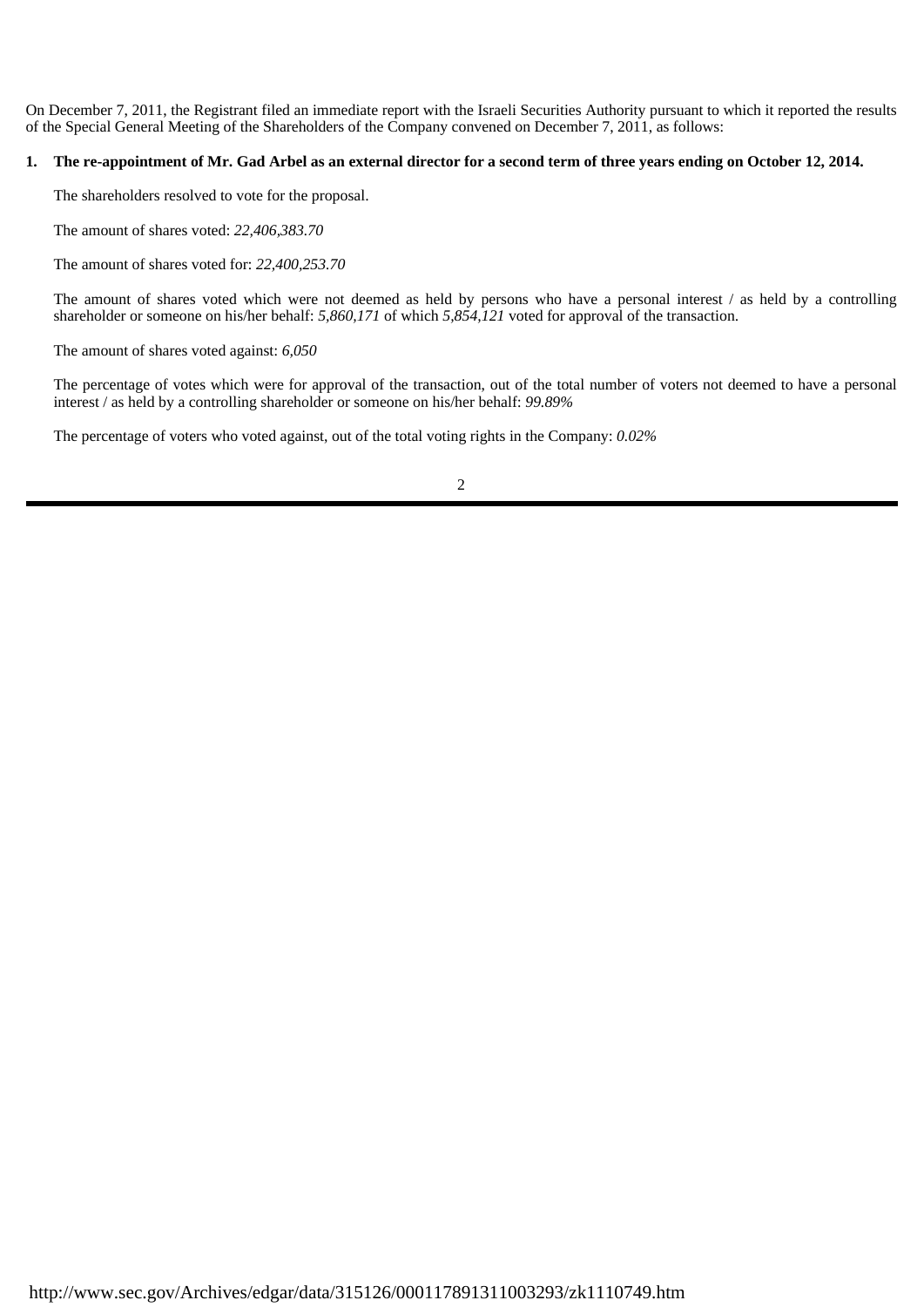On December 7, 2011, the Registrant filed an immediate report with the Israeli Securities Authority pursuant to which it reported the results of the Special General Meeting of the Shareholders of the Company convened on December 7, 2011, as follows:

**1. The re-appointment of Mr. Gad Arbel as an external director for a second term of three years ending on October 12, 2014.**

The shareholders resolved to vote for the proposal.

The amount of shares voted: *22,406,383.70*

The amount of shares voted for: *22,400,253.70*

The amount of shares voted which were not deemed as held by persons who have a personal interest / as held by a controlling shareholder or someone on his/her behalf: *5,860,171* of which *5,854,121* voted for approval of the transaction.

The amount of shares voted against: *6,050*

The percentage of votes which were for approval of the transaction, out of the total number of voters not deemed to have a personal interest / as held by a controlling shareholder or someone on his/her behalf: *99.89%*

The percentage of voters who voted against, out of the total voting rights in the Company: *0.02%*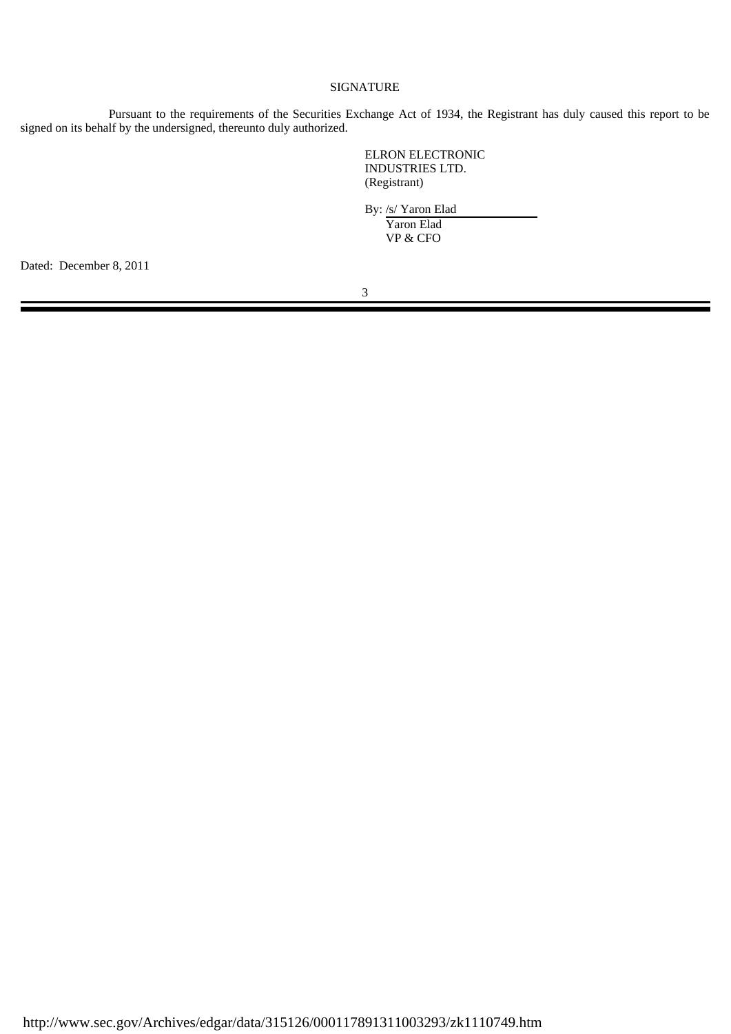SIGNATURE

Pursuant to the requirements of the Securities Exchange Act of 1934, the Registrant has duly caused this report to be signed on its behalf by the undersigned, thereunto duly authorized.

ELRON ELECTRONIC INDUSTRIES LTD.
(Registrant)

By: /s/ Yaron Elad
Yaron Elad
VP & CFO

Dated: December 8, 2011